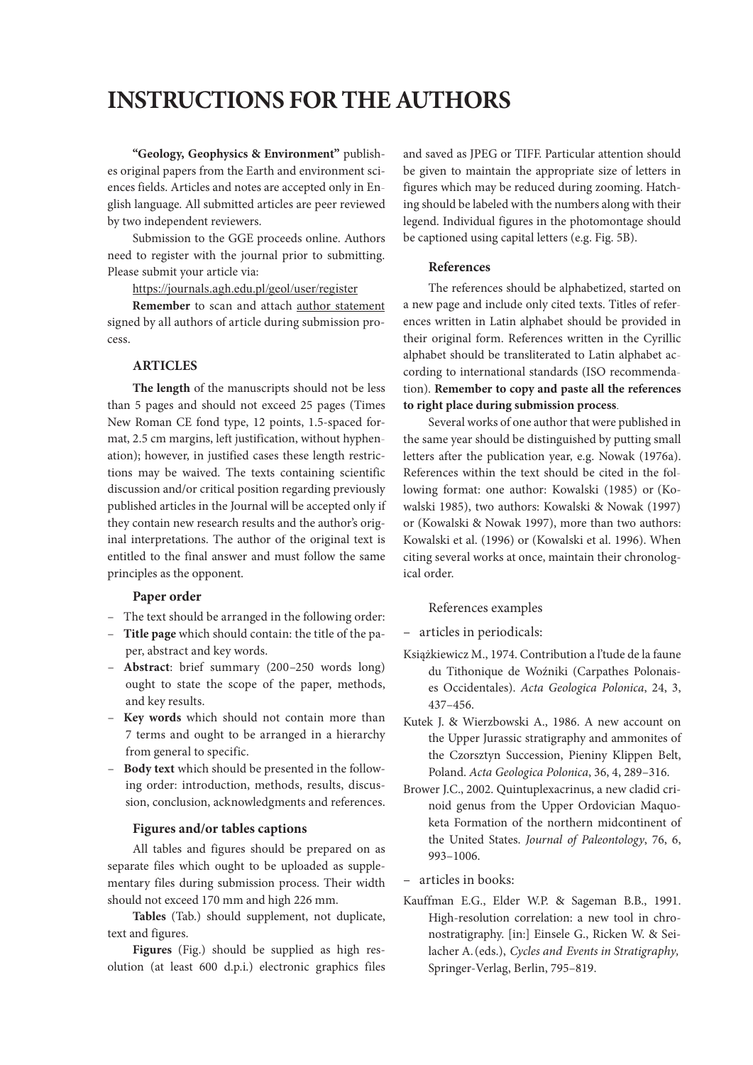# INSTRUCTIONS FOR THE AUTHORS

**"Geology, Geophysics & Environment"** publishes original papers from the Earth and environment sciences fields. Articles and notes are accepted only in English language. All submitted articles are peer reviewed by two independent reviewers.

Submission to the GGE proceeds online. Authors need to register with the journal prior to submitting. Please submit your article via:

https://journals.agh.edu.pl/geol/user/register

**Remember** to scan and attach author statement signed by all authors of article during submission process.

### ARTICLES

**The length** of the manuscripts should not be less than 5 pages and should not exceed 25 pages (Times New Roman CE fond type, 12 points, 1.5-spaced format, 2.5 cm margins, left justification, without hyphenation); however, in justified cases these length restrictions may be waived. The texts containing scientific discussion and/or critical position regarding previously published articles in the Journal will be accepted only if they contain new research results and the author's original interpretations. The author of the original text is entitled to the final answer and must follow the same principles as the opponent.

#### Paper order

- The text should be arranged in the following order:
- **Title page** which should contain: the title of the paper, abstract and key words.
- **Abstract**: brief summary (200–250 words long) ought to state the scope of the paper, methods, and key results.
- **Key words** which should not contain more than 7 terms and ought to be arranged in a hierarchy from general to specific.
- **Body text** which should be presented in the following order: introduction, methods, results, discussion, conclusion, acknowledgments and references.

#### Figures and/or tables captions

All tables and figures should be prepared on as separate files which ought to be uploaded as supplementary files during submission process. Their width should not exceed 170 mm and high 226 mm.

**Tables** (Tab.) should supplement, not duplicate, text and figures.

**Figures** (Fig.) should be supplied as high resolution (at least 600 d.p.i.) electronic graphics files and saved as JPEG or TIFF. Particular attention should be given to maintain the appropriate size of letters in figures which may be reduced during zooming. Hatching should be labeled with the numbers along with their legend. Individual figures in the photomontage should be captioned using capital letters (e.g. Fig. 5B).

#### References

The references should be alphabetized, started on a new page and include only cited texts. Titles of references written in Latin alphabet should be provided in their original form. References written in the Cyrillic alphabet should be transliterated to Latin alphabet according to international standards (ISO recommendation). **Remember to copy and paste all the references to right place during submission process**.

Several works of one author that were published in the same year should be distinguished by putting small letters after the publication year, e.g. Nowak (1976a). References within the text should be cited in the following format: one author: Kowalski (1985) or (Kowalski 1985), two authors: Kowalski & Nowak (1997) or (Kowalski & Nowak 1997), more than two authors: Kowalski et al. (1996) or (Kowalski et al. 1996). When citing several works at once, maintain their chronological order.

References examples

- articles in periodicals:

Książkiewicz M., 1974. Contribution a l'tude de la faune du Tithonique de Woźniki (Carpathes Polonaises Occidentales). *Acta Geologica Polonica*, 24, 3, 437–456.

Kutek J. & Wierzbowski A., 1986. A new account on the Upper Jurassic stratigraphy and ammonites of the Czorsztyn Succession, Pieniny Klippen Belt, Poland. *Acta Geologica Polonica*, 36, 4, 289–316.

Brower J.C., 2002. Quintuplexacrinus, a new cladid crinoid genus from the Upper Ordovician Maquoketa Formation of the northern midcontinent of the United States. *Journal of Paleontology*, 76, 6, 993–1006.

- articles in books:

Kauffman E.G., Elder W.P. & Sageman B.B., 1991. High-resolution correlation: a new tool in chronostratigraphy. [in:] Einsele G., Ricken W. & Seilacher A. (eds.), *Cycles and Events in Stratigraphy,* Springer-Verlag, Berlin, 795–819.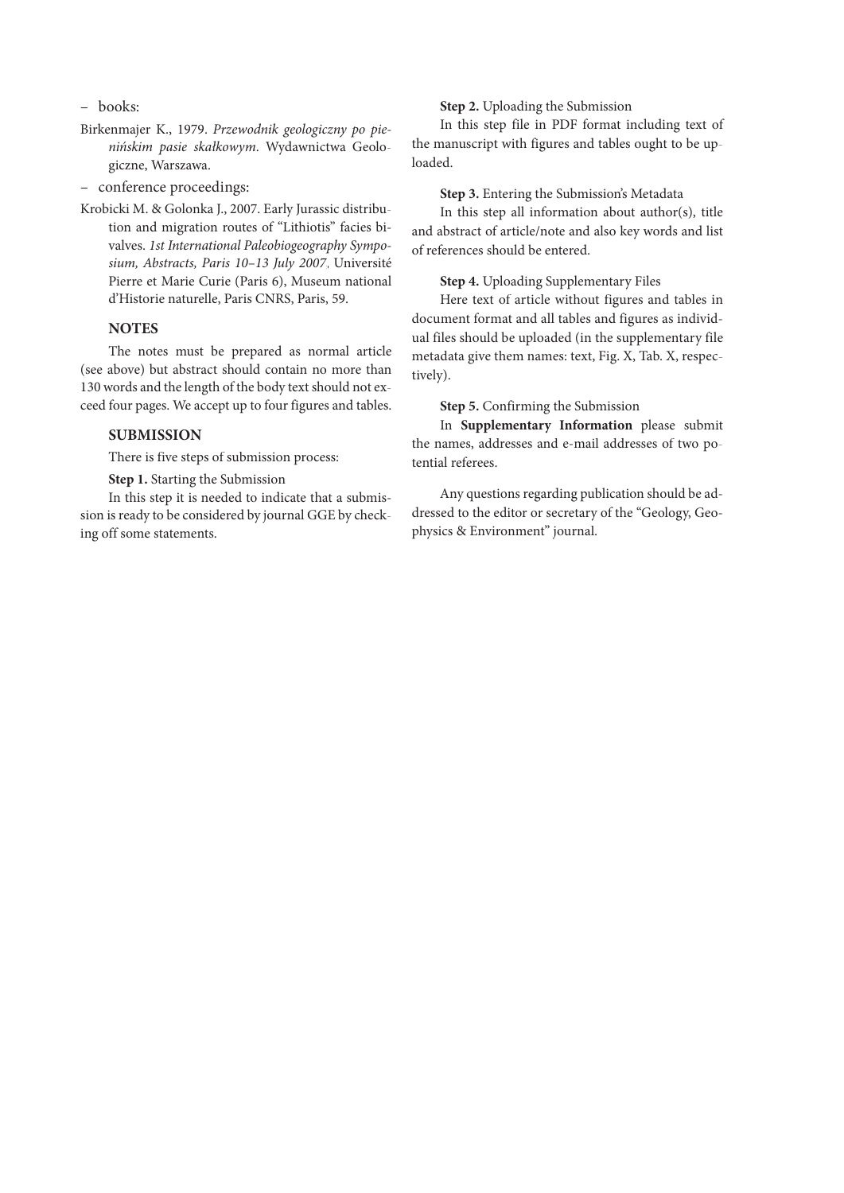– books:

Birkenmajer K., 1979. *Przewodnik geologiczny po pienińskim pasie skałkowym*. Wydawnictwa Geologiczne, Warszawa.

– conference proceedings:

Krobicki M. & Golonka J., 2007. Early Jurassic distribution and migration routes of "Lithiotis" facies bivalves. *1st International Paleobiogeography Symposium, Abstracts, Paris 10–13 July 2007*, Université Pierre et Marie Curie (Paris 6), Museum national d'Historie naturelle, Paris CNRS, Paris, 59.

## NOTES

The notes must be prepared as normal article (see above) but abstract should contain no more than 130 words and the length of the body text should not exceed four pages. We accept up to four figures and tables.

## SUBMISSION

There is five steps of submission process:

**Step 1.** Starting the Submission

In this step it is needed to indicate that a submission is ready to be considered by journal GGE by checking off some statements.

**Step 2.** Uploading the Submission

In this step file in PDF format including text of the manuscript with figures and tables ought to be uploaded.

**Step 3.** Entering the Submission's Metadata

In this step all information about author(s), title and abstract of article/note and also key words and list of references should be entered.

**Step 4.** Uploading Supplementary Files

Here text of article without figures and tables in document format and all tables and figures as individual files should be uploaded (in the supplementary file metadata give them names: text, Fig. X, Tab. X, respectively).

**Step 5.** Confirming the Submission

In **Supplementary Information** please submit the names, addresses and e-mail addresses of two potential referees.

Any questions regarding publication should be addressed to the editor or secretary of the "Geology, Geophysics & Environment" journal.